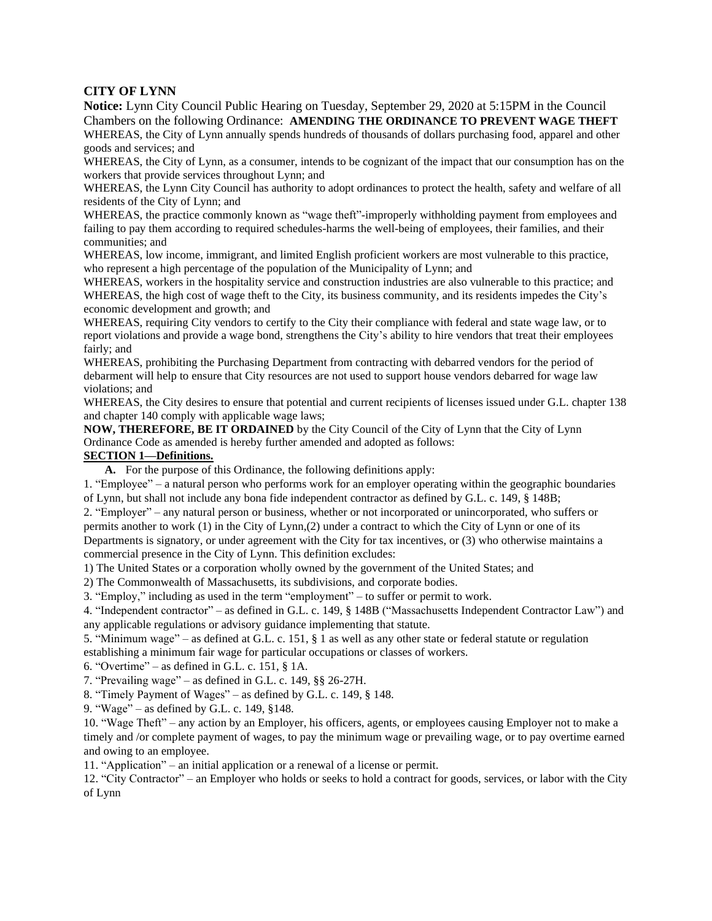**CITY OF LYNN**

**Notice:** Lynn City Council Public Hearing on Tuesday, September 29, 2020 at 5:15PM in the Council Chambers on the following Ordinance: **AMENDING THE ORDINANCE TO PREVENT WAGE THEFT**

WHEREAS, the City of Lynn annually spends hundreds of thousands of dollars purchasing food, apparel and other goods and services; and

WHEREAS, the City of Lynn, as a consumer, intends to be cognizant of the impact that our consumption has on the workers that provide services throughout Lynn; and

WHEREAS, the Lynn City Council has authority to adopt ordinances to protect the health, safety and welfare of all residents of the City of Lynn; and

WHEREAS, the practice commonly known as "wage theft"-improperly withholding payment from employees and failing to pay them according to required schedules-harms the well-being of employees, their families, and their communities; and

WHEREAS, low income, immigrant, and limited English proficient workers are most vulnerable to this practice, who represent a high percentage of the population of the Municipality of Lynn; and

WHEREAS, workers in the hospitality service and construction industries are also vulnerable to this practice; and

WHEREAS, the high cost of wage theft to the City, its business community, and its residents impedes the City's economic development and growth; and

WHEREAS, requiring City vendors to certify to the City their compliance with federal and state wage law, or to report violations and provide a wage bond, strengthens the City's ability to hire vendors that treat their employees fairly; and

WHEREAS, prohibiting the Purchasing Department from contracting with debarred vendors for the period of debarment will help to ensure that City resources are not used to support house vendors debarred for wage law violations; and

WHEREAS, the City desires to ensure that potential and current recipients of licenses issued under G.L. chapter 138 and chapter 140 comply with applicable wage laws;

**NOW, THEREFORE, BE IT ORDAINED** by the City Council of the City of Lynn that the City of Lynn Ordinance Code as amended is hereby further amended and adopted as follows:

**SECTION 1—Definitions.**

**A.** For the purpose of this Ordinance, the following definitions apply:

1. "Employee" – a natural person who performs work for an employer operating within the geographic boundaries of Lynn, but shall not include any bona fide independent contractor as defined by G.L. c. 149, § 148B;

2. "Employer" – any natural person or business, whether or not incorporated or unincorporated, who suffers or permits another to work (1) in the City of Lynn,(2) under a contract to which the City of Lynn or one of its Departments is signatory, or under agreement with the City for tax incentives, or (3) who otherwise maintains a commercial presence in the City of Lynn. This definition excludes:

1) The United States or a corporation wholly owned by the government of the United States; and

2) The Commonwealth of Massachusetts, its subdivisions, and corporate bodies.

3. "Employ," including as used in the term "employment" – to suffer or permit to work.

4. "Independent contractor" – as defined in G.L. c. 149, § 148B ("Massachusetts Independent Contractor Law") and any applicable regulations or advisory guidance implementing that statute.

5. "Minimum wage" – as defined at G.L. c. 151, § 1 as well as any other state or federal statute or regulation establishing a minimum fair wage for particular occupations or classes of workers.

6. "Overtime" – as defined in G.L. c. 151, § 1A.

7. "Prevailing wage" – as defined in G.L. c. 149, §§ 26-27H.

8. "Timely Payment of Wages" – as defined by G.L. c. 149, § 148.

9. "Wage" – as defined by G.L. c. 149, §148.

10. "Wage Theft" – any action by an Employer, his officers, agents, or employees causing Employer not to make a timely and /or complete payment of wages, to pay the minimum wage or prevailing wage, or to pay overtime earned and owing to an employee.

11. "Application" – an initial application or a renewal of a license or permit.

12. "City Contractor" – an Employer who holds or seeks to hold a contract for goods, services, or labor with the City of Lynn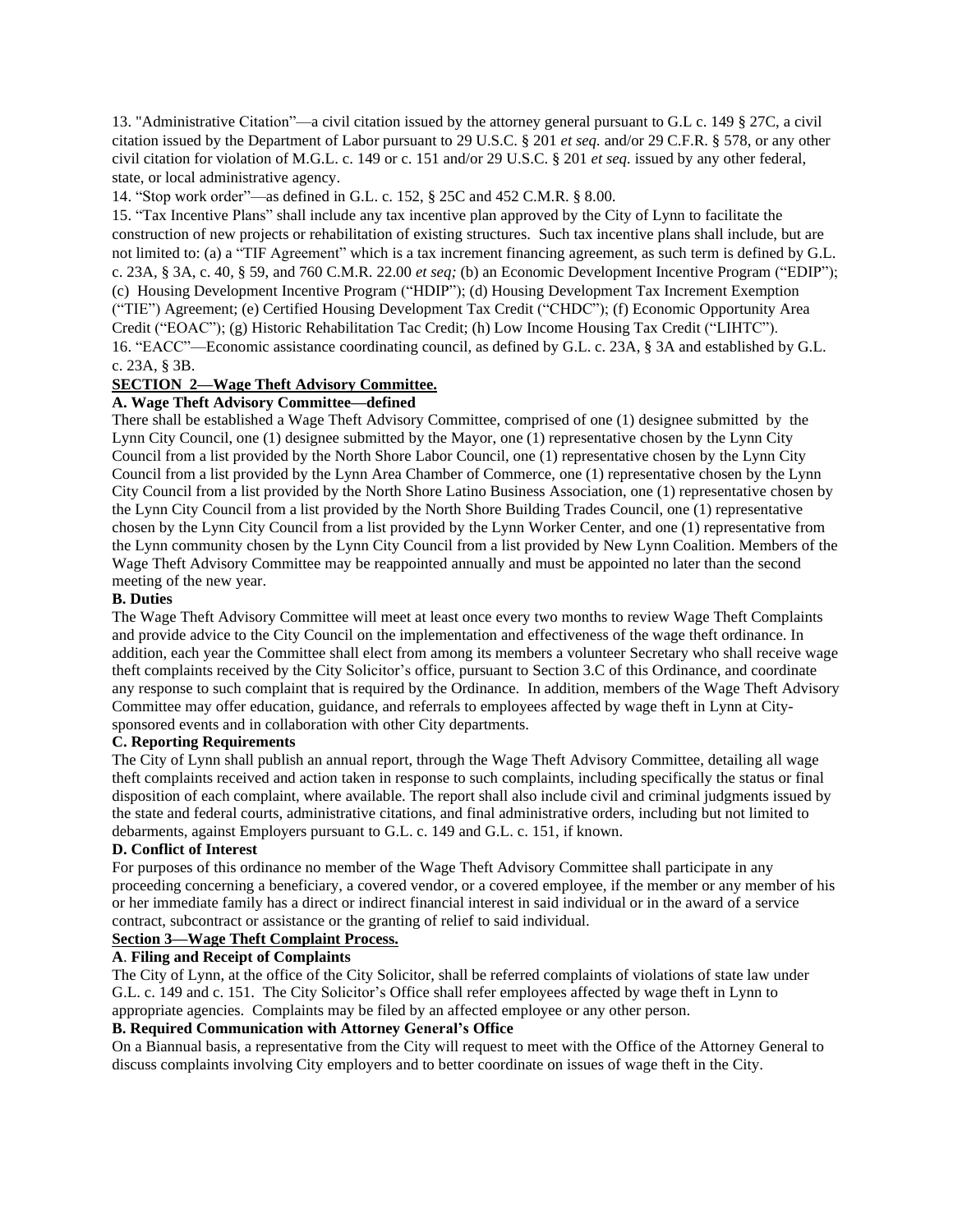13. "Administrative Citation"—a civil citation issued by the attorney general pursuant to G.L c. 149 § 27C, a civil citation issued by the Department of Labor pursuant to 29 U.S.C. § 201 *et seq.* and/or 29 C.F.R. § 578, or any other civil citation for violation of M.G.L. c. 149 or c. 151 and/or 29 U.S.C. § 201 *et seq.* issued by any other federal, state, or local administrative agency.

14. "Stop work order"—as defined in G.L. c. 152, § 25C and 452 C.M.R. § 8.00.

15. "Tax Incentive Plans" shall include any tax incentive plan approved by the City of Lynn to facilitate the construction of new projects or rehabilitation of existing structures. Such tax incentive plans shall include, but are not limited to: (a) a "TIF Agreement" which is a tax increment financing agreement, as such term is defined by G.L. c. 23A, § 3A, c. 40, § 59, and 760 C.M.R. 22.00 *et seq;* (b) an Economic Development Incentive Program ("EDIP"); (c) Housing Development Incentive Program ("HDIP"); (d) Housing Development Tax Increment Exemption ("TIE") Agreement; (e) Certified Housing Development Tax Credit ("CHDC"); (f) Economic Opportunity Area Credit ("EOAC"); (g) Historic Rehabilitation Tac Credit; (h) Low Income Housing Tax Credit ("LIHTC").

16. "EACC"—Economic assistance coordinating council, as defined by G.L. c. 23A, § 3A and established by G.L. c. 23A, § 3B.

## SECTION 2—Wage Theft Advisory Committee.

### A. Wage Theft Advisory Committee—defined

There shall be established a Wage Theft Advisory Committee, comprised of one (1) designee submitted by the Lynn City Council, one (1) designee submitted by the Mayor, one (1) representative chosen by the Lynn City Council from a list provided by the North Shore Labor Council, one (1) representative chosen by the Lynn City Council from a list provided by the Lynn Area Chamber of Commerce, one (1) representative chosen by the Lynn City Council from a list provided by the North Shore Latino Business Association, one (1) representative chosen by the Lynn City Council from a list provided by the North Shore Building Trades Council, one (1) representative chosen by the Lynn City Council from a list provided by the Lynn Worker Center, and one (1) representative from the Lynn community chosen by the Lynn City Council from a list provided by New Lynn Coalition. Members of the Wage Theft Advisory Committee may be reappointed annually and must be appointed no later than the second meeting of the new year.

### B. Duties

The Wage Theft Advisory Committee will meet at least once every two months to review Wage Theft Complaints and provide advice to the City Council on the implementation and effectiveness of the wage theft ordinance. In addition, each year the Committee shall elect from among its members a volunteer Secretary who shall receive wage theft complaints received by the City Solicitor's office, pursuant to Section 3.C of this Ordinance, and coordinate any response to such complaint that is required by the Ordinance. In addition, members of the Wage Theft Advisory Committee may offer education, guidance, and referrals to employees affected by wage theft in Lynn at City-sponsored events and in collaboration with other City departments.

### C. Reporting Requirements

The City of Lynn shall publish an annual report, through the Wage Theft Advisory Committee, detailing all wage theft complaints received and action taken in response to such complaints, including specifically the status or final disposition of each complaint, where available. The report shall also include civil and criminal judgments issued by the state and federal courts, administrative citations, and final administrative orders, including but not limited to debarments, against Employers pursuant to G.L. c. 149 and G.L. c. 151, if known.

### D. Conflict of Interest

For purposes of this ordinance no member of the Wage Theft Advisory Committee shall participate in any proceeding concerning a beneficiary, a covered vendor, or a covered employee, if the member or any member of his or her immediate family has a direct or indirect financial interest in said individual or in the award of a service contract, subcontract or assistance or the granting of relief to said individual.

## Section 3—Wage Theft Complaint Process.

### A. Filing and Receipt of Complaints

The City of Lynn, at the office of the City Solicitor, shall be referred complaints of violations of state law under G.L. c. 149 and c. 151. The City Solicitor's Office shall refer employees affected by wage theft in Lynn to appropriate agencies. Complaints may be filed by an affected employee or any other person.

### B. Required Communication with Attorney General's Office

On a Biannual basis, a representative from the City will request to meet with the Office of the Attorney General to discuss complaints involving City employers and to better coordinate on issues of wage theft in the City.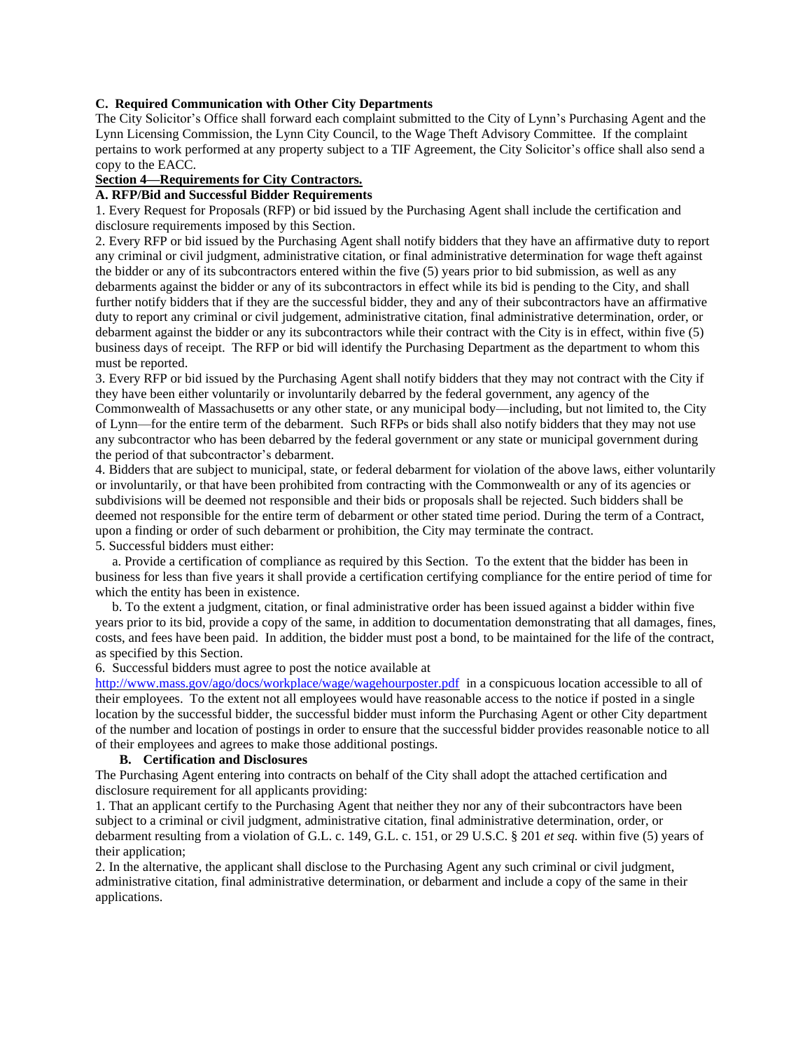**C. Required Communication with Other City Departments**

The City Solicitor's Office shall forward each complaint submitted to the City of Lynn's Purchasing Agent and the Lynn Licensing Commission, the Lynn City Council, to the Wage Theft Advisory Committee. If the complaint pertains to work performed at any property subject to a TIF Agreement, the City Solicitor's office shall also send a copy to the EACC.

**Section 4—Requirements for City Contractors.**

**A. RFP/Bid and Successful Bidder Requirements**

1. Every Request for Proposals (RFP) or bid issued by the Purchasing Agent shall include the certification and disclosure requirements imposed by this Section.
2. Every RFP or bid issued by the Purchasing Agent shall notify bidders that they have an affirmative duty to report any criminal or civil judgment, administrative citation, or final administrative determination for wage theft against the bidder or any of its subcontractors entered within the five (5) years prior to bid submission, as well as any debarments against the bidder or any of its subcontractors in effect while its bid is pending to the City, and shall further notify bidders that if they are the successful bidder, they and any of their subcontractors have an affirmative duty to report any criminal or civil judgement, administrative citation, final administrative determination, order, or debarment against the bidder or any its subcontractors while their contract with the City is in effect, within five (5) business days of receipt. The RFP or bid will identify the Purchasing Department as the department to whom this must be reported.
3. Every RFP or bid issued by the Purchasing Agent shall notify bidders that they may not contract with the City if they have been either voluntarily or involuntarily debarred by the federal government, any agency of the Commonwealth of Massachusetts or any other state, or any municipal body—including, but not limited to, the City of Lynn—for the entire term of the debarment. Such RFPs or bids shall also notify bidders that they may not use any subcontractor who has been debarred by the federal government or any state or municipal government during the period of that subcontractor's debarment.
4. Bidders that are subject to municipal, state, or federal debarment for violation of the above laws, either voluntarily or involuntarily, or that have been prohibited from contracting with the Commonwealth or any of its agencies or subdivisions will be deemed not responsible and their bids or proposals shall be rejected. Such bidders shall be deemed not responsible for the entire term of debarment or other stated time period. During the term of a Contract, upon a finding or order of such debarment or prohibition, the City may terminate the contract.
5. Successful bidders must either:

   a. Provide a certification of compliance as required by this Section. To the extent that the bidder has been in business for less than five years it shall provide a certification certifying compliance for the entire period of time for which the entity has been in existence.

   b. To the extent a judgment, citation, or final administrative order has been issued against a bidder within five years prior to its bid, provide a copy of the same, in addition to documentation demonstrating that all damages, fines, costs, and fees have been paid. In addition, the bidder must post a bond, to be maintained for the life of the contract, as specified by this Section.
6. Successful bidders must agree to post the notice available at http://www.mass.gov/ago/docs/workplace/wage/wagehourposter.pdf in a conspicuous location accessible to all of their employees. To the extent not all employees would have reasonable access to the notice if posted in a single location by the successful bidder, the successful bidder must inform the Purchasing Agent or other City department of the number and location of postings in order to ensure that the successful bidder provides reasonable notice to all of their employees and agrees to make those additional postings.

**B. Certification and Disclosures**

The Purchasing Agent entering into contracts on behalf of the City shall adopt the attached certification and disclosure requirement for all applicants providing:

1. That an applicant certify to the Purchasing Agent that neither they nor any of their subcontractors have been subject to a criminal or civil judgment, administrative citation, final administrative determination, order, or debarment resulting from a violation of G.L. c. 149, G.L. c. 151, or 29 U.S.C. § 201 *et seq.* within five (5) years of their application;
2. In the alternative, the applicant shall disclose to the Purchasing Agent any such criminal or civil judgment, administrative citation, final administrative determination, or debarment and include a copy of the same in their applications.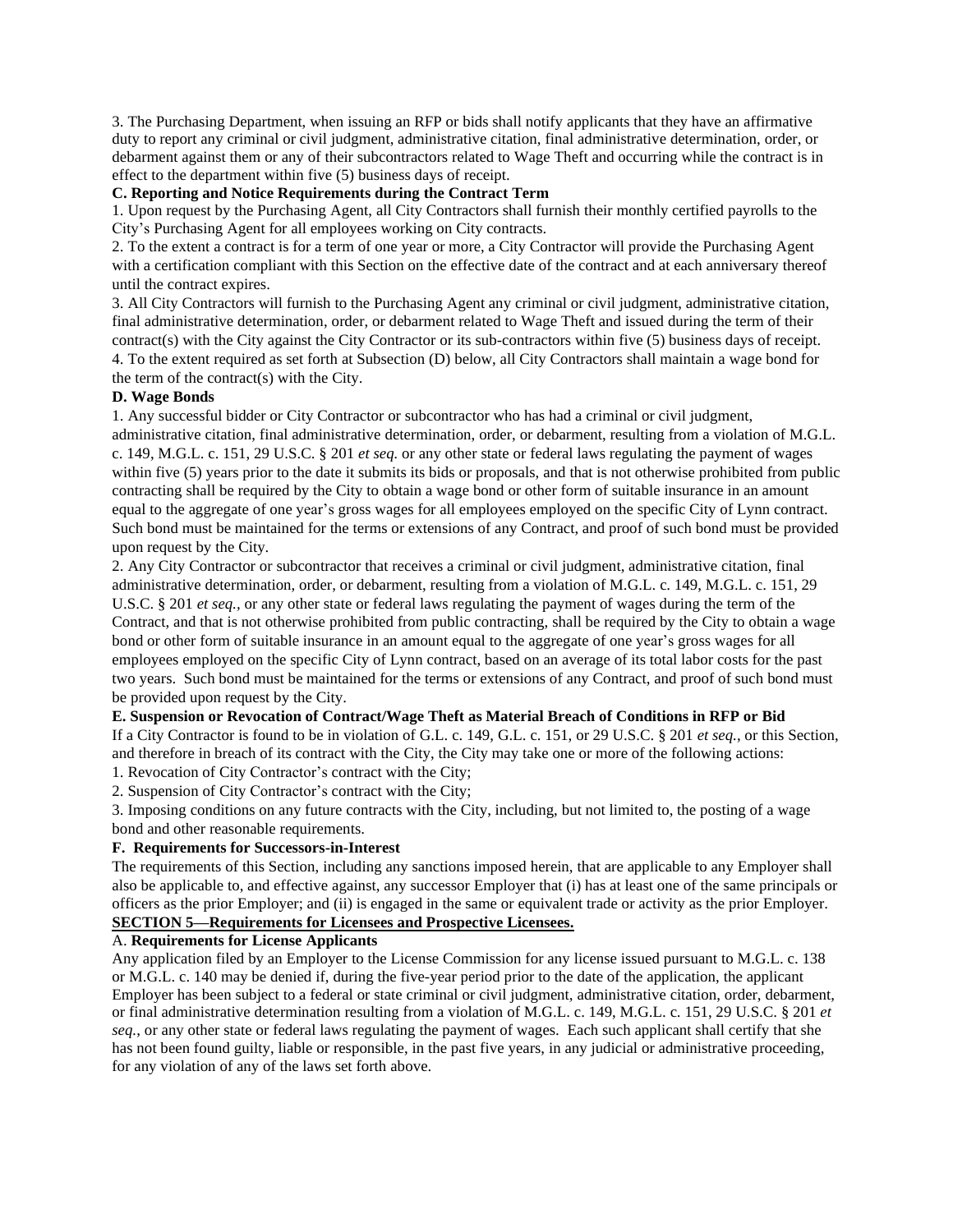3. The Purchasing Department, when issuing an RFP or bids shall notify applicants that they have an affirmative duty to report any criminal or civil judgment, administrative citation, final administrative determination, order, or debarment against them or any of their subcontractors related to Wage Theft and occurring while the contract is in effect to the department within five (5) business days of receipt.

**C. Reporting and Notice Requirements during the Contract Term**

1. Upon request by the Purchasing Agent, all City Contractors shall furnish their monthly certified payrolls to the City's Purchasing Agent for all employees working on City contracts.
2. To the extent a contract is for a term of one year or more, a City Contractor will provide the Purchasing Agent with a certification compliant with this Section on the effective date of the contract and at each anniversary thereof until the contract expires.
3. All City Contractors will furnish to the Purchasing Agent any criminal or civil judgment, administrative citation, final administrative determination, order, or debarment related to Wage Theft and issued during the term of their contract(s) with the City against the City Contractor or its sub-contractors within five (5) business days of receipt.
4. To the extent required as set forth at Subsection (D) below, all City Contractors shall maintain a wage bond for the term of the contract(s) with the City.

**D. Wage Bonds**

1. Any successful bidder or City Contractor or subcontractor who has had a criminal or civil judgment, administrative citation, final administrative determination, order, or debarment, resulting from a violation of M.G.L. c. 149, M.G.L. c. 151, 29 U.S.C. § 201 *et seq.* or any other state or federal laws regulating the payment of wages within five (5) years prior to the date it submits its bids or proposals, and that is not otherwise prohibited from public contracting shall be required by the City to obtain a wage bond or other form of suitable insurance in an amount equal to the aggregate of one year's gross wages for all employees employed on the specific City of Lynn contract. Such bond must be maintained for the terms or extensions of any Contract, and proof of such bond must be provided upon request by the City.
2. Any City Contractor or subcontractor that receives a criminal or civil judgment, administrative citation, final administrative determination, order, or debarment, resulting from a violation of M.G.L. c. 149, M.G.L. c. 151, 29 U.S.C. § 201 *et seq.*, or any other state or federal laws regulating the payment of wages during the term of the Contract, and that is not otherwise prohibited from public contracting, shall be required by the City to obtain a wage bond or other form of suitable insurance in an amount equal to the aggregate of one year's gross wages for all employees employed on the specific City of Lynn contract, based on an average of its total labor costs for the past two years. Such bond must be maintained for the terms or extensions of any Contract, and proof of such bond must be provided upon request by the City.

**E. Suspension or Revocation of Contract/Wage Theft as Material Breach of Conditions in RFP or Bid**

If a City Contractor is found to be in violation of G.L. c. 149, G.L. c. 151, or 29 U.S.C. § 201 *et seq.*, or this Section, and therefore in breach of its contract with the City, the City may take one or more of the following actions:

1. Revocation of City Contractor's contract with the City;
2. Suspension of City Contractor's contract with the City;
3. Imposing conditions on any future contracts with the City, including, but not limited to, the posting of a wage bond and other reasonable requirements.

**F. Requirements for Successors-in-Interest**

The requirements of this Section, including any sanctions imposed herein, that are applicable to any Employer shall also be applicable to, and effective against, any successor Employer that (i) has at least one of the same principals or officers as the prior Employer; and (ii) is engaged in the same or equivalent trade or activity as the prior Employer.

## SECTION 5—Requirements for Licensees and Prospective Licensees.

A. **Requirements for License Applicants**

Any application filed by an Employer to the License Commission for any license issued pursuant to M.G.L. c. 138 or M.G.L. c. 140 may be denied if, during the five-year period prior to the date of the application, the applicant Employer has been subject to a federal or state criminal or civil judgment, administrative citation, order, debarment, or final administrative determination resulting from a violation of M.G.L. c. 149, M.G.L. c. 151, 29 U.S.C. § 201 *et seq.*, or any other state or federal laws regulating the payment of wages. Each such applicant shall certify that she has not been found guilty, liable or responsible, in the past five years, in any judicial or administrative proceeding, for any violation of any of the laws set forth above.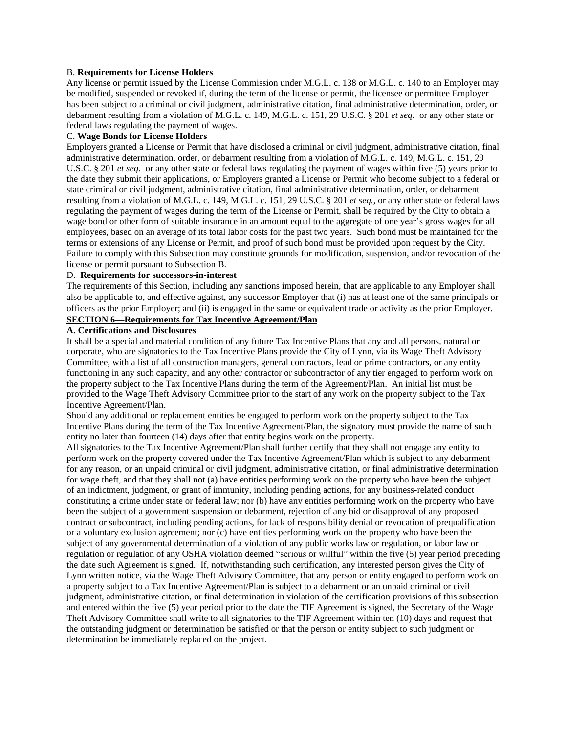B. **Requirements for License Holders**

Any license or permit issued by the License Commission under M.G.L. c. 138 or M.G.L. c. 140 to an Employer may be modified, suspended or revoked if, during the term of the license or permit, the licensee or permittee Employer has been subject to a criminal or civil judgment, administrative citation, final administrative determination, order, or debarment resulting from a violation of M.G.L. c. 149, M.G.L. c. 151, 29 U.S.C. § 201 *et seq.* or any other state or federal laws regulating the payment of wages.

C. **Wage Bonds for License Holders**

Employers granted a License or Permit that have disclosed a criminal or civil judgment, administrative citation, final administrative determination, order, or debarment resulting from a violation of M.G.L. c. 149, M.G.L. c. 151, 29 U.S.C. § 201 *et seq.* or any other state or federal laws regulating the payment of wages within five (5) years prior to the date they submit their applications, or Employers granted a License or Permit who become subject to a federal or state criminal or civil judgment, administrative citation, final administrative determination, order, or debarment resulting from a violation of M.G.L. c. 149, M.G.L. c. 151, 29 U.S.C. § 201 *et seq.*, or any other state or federal laws regulating the payment of wages during the term of the License or Permit, shall be required by the City to obtain a wage bond or other form of suitable insurance in an amount equal to the aggregate of one year's gross wages for all employees, based on an average of its total labor costs for the past two years. Such bond must be maintained for the terms or extensions of any License or Permit, and proof of such bond must be provided upon request by the City. Failure to comply with this Subsection may constitute grounds for modification, suspension, and/or revocation of the license or permit pursuant to Subsection B.

D. **Requirements for successors-in-interest**

The requirements of this Section, including any sanctions imposed herein, that are applicable to any Employer shall also be applicable to, and effective against, any successor Employer that (i) has at least one of the same principals or officers as the prior Employer; and (ii) is engaged in the same or equivalent trade or activity as the prior Employer.

**SECTION 6—Requirements for Tax Incentive Agreement/Plan**

**A. Certifications and Disclosures**

It shall be a special and material condition of any future Tax Incentive Plans that any and all persons, natural or corporate, who are signatories to the Tax Incentive Plans provide the City of Lynn, via its Wage Theft Advisory Committee, with a list of all construction managers, general contractors, lead or prime contractors, or any entity functioning in any such capacity, and any other contractor or subcontractor of any tier engaged to perform work on the property subject to the Tax Incentive Plans during the term of the Agreement/Plan. An initial list must be provided to the Wage Theft Advisory Committee prior to the start of any work on the property subject to the Tax Incentive Agreement/Plan.

Should any additional or replacement entities be engaged to perform work on the property subject to the Tax Incentive Plans during the term of the Tax Incentive Agreement/Plan, the signatory must provide the name of such entity no later than fourteen (14) days after that entity begins work on the property.

All signatories to the Tax Incentive Agreement/Plan shall further certify that they shall not engage any entity to perform work on the property covered under the Tax Incentive Agreement/Plan which is subject to any debarment for any reason, or an unpaid criminal or civil judgment, administrative citation, or final administrative determination for wage theft, and that they shall not (a) have entities performing work on the property who have been the subject of an indictment, judgment, or grant of immunity, including pending actions, for any business-related conduct constituting a crime under state or federal law; nor (b) have any entities performing work on the property who have been the subject of a government suspension or debarment, rejection of any bid or disapproval of any proposed contract or subcontract, including pending actions, for lack of responsibility denial or revocation of prequalification or a voluntary exclusion agreement; nor (c) have entities performing work on the property who have been the subject of any governmental determination of a violation of any public works law or regulation, or labor law or regulation or regulation of any OSHA violation deemed "serious or willful" within the five (5) year period preceding the date such Agreement is signed. If, notwithstanding such certification, any interested person gives the City of Lynn written notice, via the Wage Theft Advisory Committee, that any person or entity engaged to perform work on a property subject to a Tax Incentive Agreement/Plan is subject to a debarment or an unpaid criminal or civil judgment, administrative citation, or final determination in violation of the certification provisions of this subsection and entered within the five (5) year period prior to the date the TIF Agreement is signed, the Secretary of the Wage Theft Advisory Committee shall write to all signatories to the TIF Agreement within ten (10) days and request that the outstanding judgment or determination be satisfied or that the person or entity subject to such judgment or determination be immediately replaced on the project.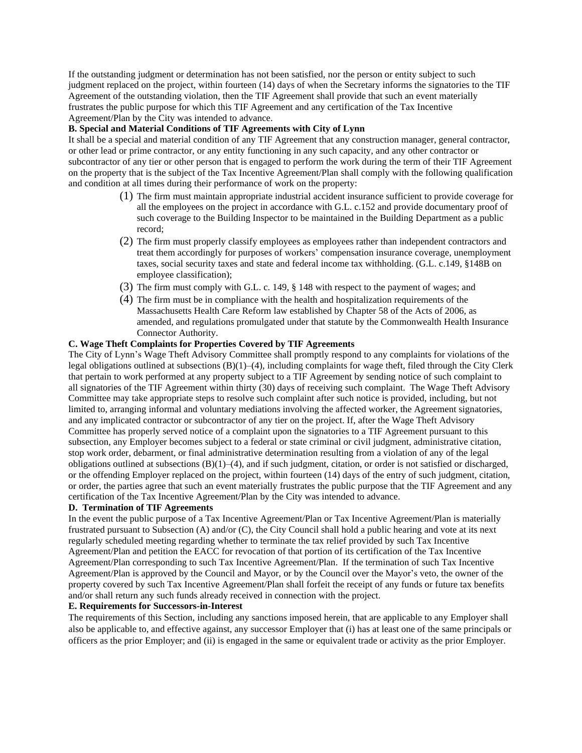If the outstanding judgment or determination has not been satisfied, nor the person or entity subject to such judgment replaced on the project, within fourteen (14) days of when the Secretary informs the signatories to the TIF Agreement of the outstanding violation, then the TIF Agreement shall provide that such an event materially frustrates the public purpose for which this TIF Agreement and any certification of the Tax Incentive Agreement/Plan by the City was intended to advance.

**B. Special and Material Conditions of TIF Agreements with City of Lynn**

It shall be a special and material condition of any TIF Agreement that any construction manager, general contractor, or other lead or prime contractor, or any entity functioning in any such capacity, and any other contractor or subcontractor of any tier or other person that is engaged to perform the work during the term of their TIF Agreement on the property that is the subject of the Tax Incentive Agreement/Plan shall comply with the following qualification and condition at all times during their performance of work on the property:

(1) The firm must maintain appropriate industrial accident insurance sufficient to provide coverage for all the employees on the project in accordance with G.L. c.152 and provide documentary proof of such coverage to the Building Inspector to be maintained in the Building Department as a public record;

(2) The firm must properly classify employees as employees rather than independent contractors and treat them accordingly for purposes of workers' compensation insurance coverage, unemployment taxes, social security taxes and state and federal income tax withholding. (G.L. c.149, §148B on employee classification);

(3) The firm must comply with G.L. c. 149, § 148 with respect to the payment of wages; and

(4) The firm must be in compliance with the health and hospitalization requirements of the Massachusetts Health Care Reform law established by Chapter 58 of the Acts of 2006, as amended, and regulations promulgated under that statute by the Commonwealth Health Insurance Connector Authority.

**C. Wage Theft Complaints for Properties Covered by TIF Agreements**

The City of Lynn's Wage Theft Advisory Committee shall promptly respond to any complaints for violations of the legal obligations outlined at subsections (B)(1)–(4), including complaints for wage theft, filed through the City Clerk that pertain to work performed at any property subject to a TIF Agreement by sending notice of such complaint to all signatories of the TIF Agreement within thirty (30) days of receiving such complaint. The Wage Theft Advisory Committee may take appropriate steps to resolve such complaint after such notice is provided, including, but not limited to, arranging informal and voluntary mediations involving the affected worker, the Agreement signatories, and any implicated contractor or subcontractor of any tier on the project. If, after the Wage Theft Advisory Committee has properly served notice of a complaint upon the signatories to a TIF Agreement pursuant to this subsection, any Employer becomes subject to a federal or state criminal or civil judgment, administrative citation, stop work order, debarment, or final administrative determination resulting from a violation of any of the legal obligations outlined at subsections (B)(1)–(4), and if such judgment, citation, or order is not satisfied or discharged, or the offending Employer replaced on the project, within fourteen (14) days of the entry of such judgment, citation, or order, the parties agree that such an event materially frustrates the public purpose that the TIF Agreement and any certification of the Tax Incentive Agreement/Plan by the City was intended to advance.

**D. Termination of TIF Agreements**

In the event the public purpose of a Tax Incentive Agreement/Plan or Tax Incentive Agreement/Plan is materially frustrated pursuant to Subsection (A) and/or (C), the City Council shall hold a public hearing and vote at its next regularly scheduled meeting regarding whether to terminate the tax relief provided by such Tax Incentive Agreement/Plan and petition the EACC for revocation of that portion of its certification of the Tax Incentive Agreement/Plan corresponding to such Tax Incentive Agreement/Plan. If the termination of such Tax Incentive Agreement/Plan is approved by the Council and Mayor, or by the Council over the Mayor's veto, the owner of the property covered by such Tax Incentive Agreement/Plan shall forfeit the receipt of any funds or future tax benefits and/or shall return any such funds already received in connection with the project.

**E. Requirements for Successors-in-Interest**

The requirements of this Section, including any sanctions imposed herein, that are applicable to any Employer shall also be applicable to, and effective against, any successor Employer that (i) has at least one of the same principals or officers as the prior Employer; and (ii) is engaged in the same or equivalent trade or activity as the prior Employer.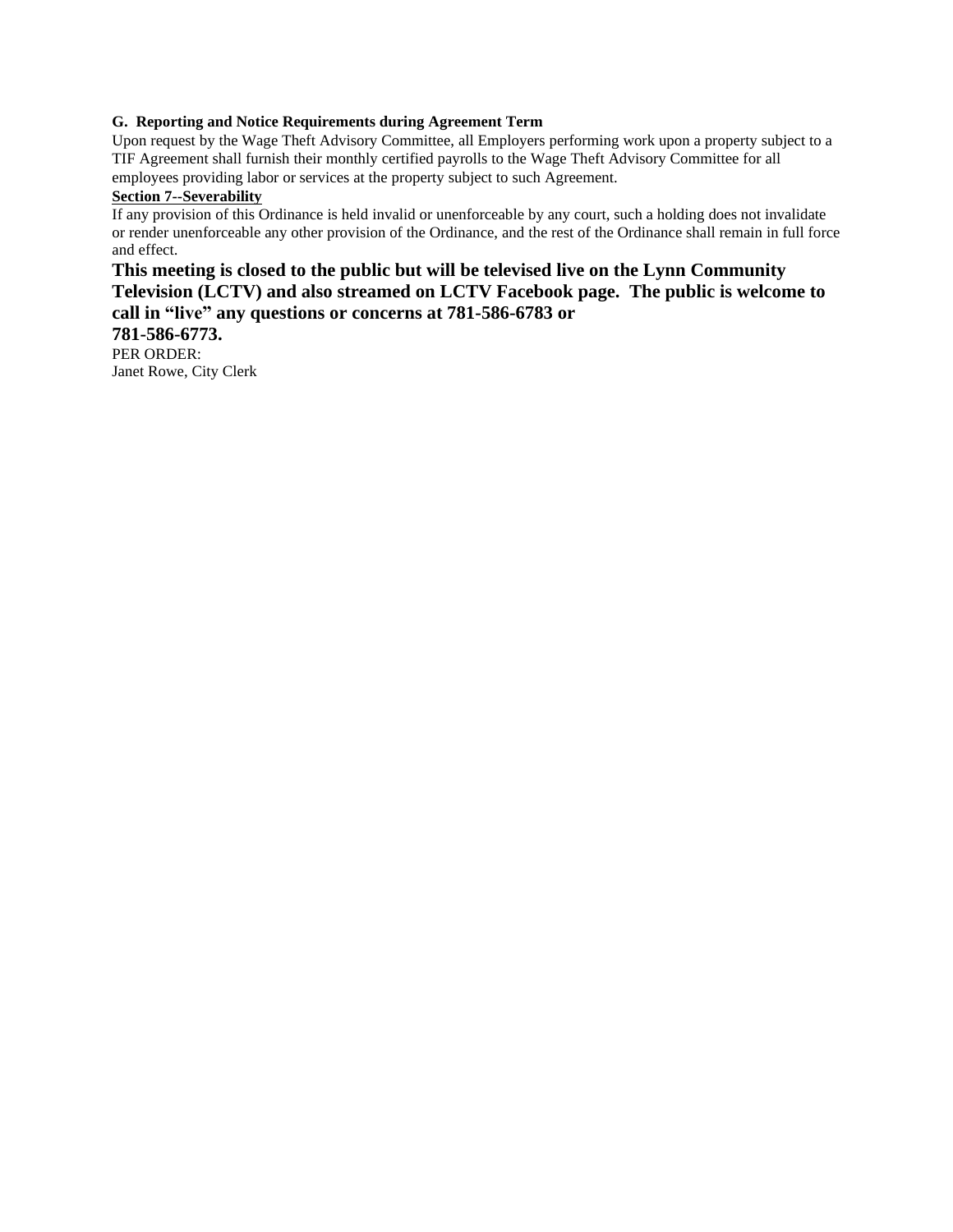**G. Reporting and Notice Requirements during Agreement Term**

Upon request by the Wage Theft Advisory Committee, all Employers performing work upon a property subject to a TIF Agreement shall furnish their monthly certified payrolls to the Wage Theft Advisory Committee for all employees providing labor or services at the property subject to such Agreement.

**Section 7--Severability**

If any provision of this Ordinance is held invalid or unenforceable by any court, such a holding does not invalidate or render unenforceable any other provision of the Ordinance, and the rest of the Ordinance shall remain in full force and effect.

**This meeting is closed to the public but will be televised live on the Lynn Community Television (LCTV) and also streamed on LCTV Facebook page. The public is welcome to call in "live" any questions or concerns at 781-586-6783 or 781-586-6773.**

PER ORDER:
Janet Rowe, City Clerk